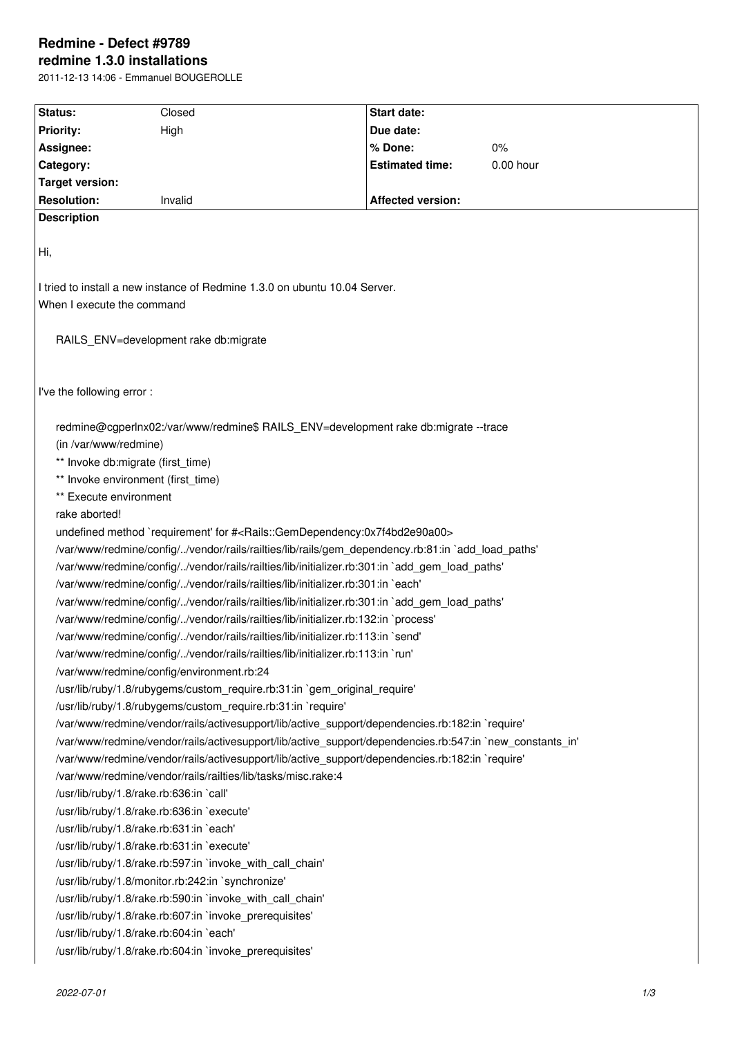# Redmine - Defect #9789

## redmine 1.3.0 installations

2011-12-13 14:06 - Emmanuel BOUGEROLLE

| Status: | Closed | Start date: | |
|---|---|---|---|
| Priority: | High | Due date: | |
| Assignee: | | % Done: | 0% |
| Category: | | Estimated time: | 0.00 hour |
| Target version: | | | |
| Resolution: | Invalid | Affected version: | |

**Description**

Hi,

I tried to install a new instance of Redmine 1.3.0 on ubuntu 10.04 Server.
When I execute the command

```
RAILS_ENV=development rake db:migrate
```

I've the following error :

```
redmine@cgperlnx02:/var/www/redmine$ RAILS_ENV=development rake db:migrate --trace
(in /var/www/redmine)
** Invoke db:migrate (first_time)
** Invoke environment (first_time)
** Execute environment
rake aborted!
undefined method `requirement' for #<Rails::GemDependency:0x7f4bd2e90a00>
/var/www/redmine/config/../vendor/rails/railties/lib/rails/gem_dependency.rb:81:in `add_load_paths'
/var/www/redmine/config/../vendor/rails/railties/lib/initializer.rb:301:in `add_gem_load_paths'
/var/www/redmine/config/../vendor/rails/railties/lib/initializer.rb:301:in `each'
/var/www/redmine/config/../vendor/rails/railties/lib/initializer.rb:301:in `add_gem_load_paths'
/var/www/redmine/config/../vendor/rails/railties/lib/initializer.rb:132:in `process'
/var/www/redmine/config/../vendor/rails/railties/lib/initializer.rb:113:in `send'
/var/www/redmine/config/../vendor/rails/railties/lib/initializer.rb:113:in `run'
/var/www/redmine/config/environment.rb:24
/usr/lib/ruby/1.8/rubygems/custom_require.rb:31:in `gem_original_require'
/usr/lib/ruby/1.8/rubygems/custom_require.rb:31:in `require'
/var/www/redmine/vendor/rails/activesupport/lib/active_support/dependencies.rb:182:in `require'
/var/www/redmine/vendor/rails/activesupport/lib/active_support/dependencies.rb:547:in `new_constants_in'
/var/www/redmine/vendor/rails/activesupport/lib/active_support/dependencies.rb:182:in `require'
/var/www/redmine/vendor/rails/railties/lib/tasks/misc.rake:4
/usr/lib/ruby/1.8/rake.rb:636:in `call'
/usr/lib/ruby/1.8/rake.rb:636:in `execute'
/usr/lib/ruby/1.8/rake.rb:631:in `each'
/usr/lib/ruby/1.8/rake.rb:631:in `execute'
/usr/lib/ruby/1.8/rake.rb:597:in `invoke_with_call_chain'
/usr/lib/ruby/1.8/monitor.rb:242:in `synchronize'
/usr/lib/ruby/1.8/rake.rb:590:in `invoke_with_call_chain'
/usr/lib/ruby/1.8/rake.rb:607:in `invoke_prerequisites'
/usr/lib/ruby/1.8/rake.rb:604:in `each'
/usr/lib/ruby/1.8/rake.rb:604:in `invoke_prerequisites'
```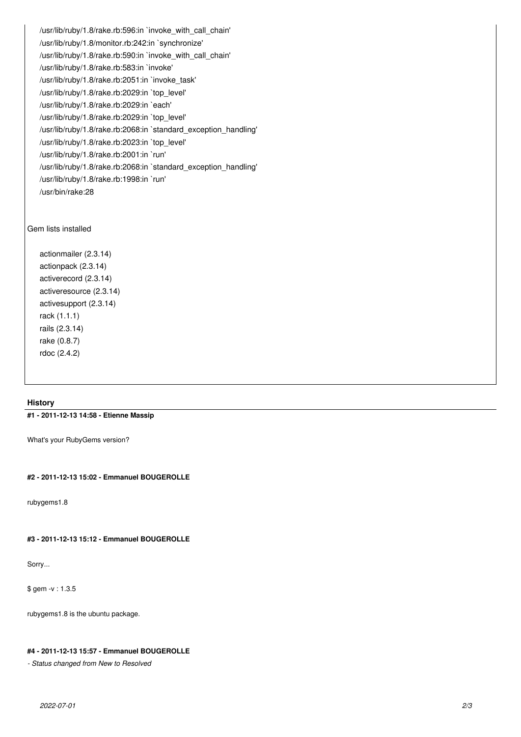```
/usr/lib/ruby/1.8/rake.rb:596:in `invoke_with_call_chain'
/usr/lib/ruby/1.8/monitor.rb:242:in `synchronize'
/usr/lib/ruby/1.8/rake.rb:590:in `invoke_with_call_chain'
/usr/lib/ruby/1.8/rake.rb:583:in `invoke'
/usr/lib/ruby/1.8/rake.rb:2051:in `invoke_task'
/usr/lib/ruby/1.8/rake.rb:2029:in `top_level'
/usr/lib/ruby/1.8/rake.rb:2029:in `each'
/usr/lib/ruby/1.8/rake.rb:2029:in `top_level'
/usr/lib/ruby/1.8/rake.rb:2068:in `standard_exception_handling'
/usr/lib/ruby/1.8/rake.rb:2023:in `top_level'
/usr/lib/ruby/1.8/rake.rb:2001:in `run'
/usr/lib/ruby/1.8/rake.rb:2068:in `standard_exception_handling'
/usr/lib/ruby/1.8/rake.rb:1998:in `run'
/usr/bin/rake:28
```

Gem lists installed

```
actionmailer (2.3.14)
actionpack (2.3.14)
activerecord (2.3.14)
activeresource (2.3.14)
activesupport (2.3.14)
rack (1.1.1)
rails (2.3.14)
rake (0.8.7)
rdoc (2.4.2)
```

## History

### #1 - 2011-12-13 14:58 - Etienne Massip

What's your RubyGems version?

### #2 - 2011-12-13 15:02 - Emmanuel BOUGEROLLE

rubygems1.8

### #3 - 2011-12-13 15:12 - Emmanuel BOUGEROLLE

Sorry...

$ gem -v : 1.3.5

rubygems1.8 is the ubuntu package.

### #4 - 2011-12-13 15:57 - Emmanuel BOUGEROLLE

*- Status changed from New to Resolved*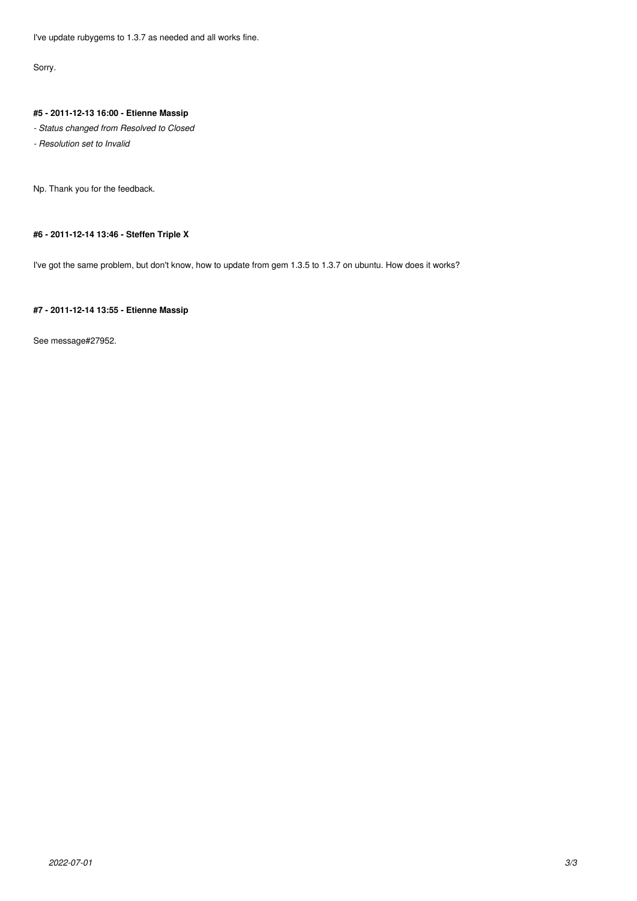I've update rubygems to 1.3.7 as needed and all works fine.

Sorry.

#### #5 - 2011-12-13 16:00 - Etienne Massip

- *Status changed from Resolved to Closed*
- *Resolution set to Invalid*

Np. Thank you for the feedback.

#### #6 - 2011-12-14 13:46 - Steffen Triple X

I've got the same problem, but don't know, how to update from gem 1.3.5 to 1.3.7 on ubuntu. How does it works?

#### #7 - 2011-12-14 13:55 - Etienne Massip

See message#27952.